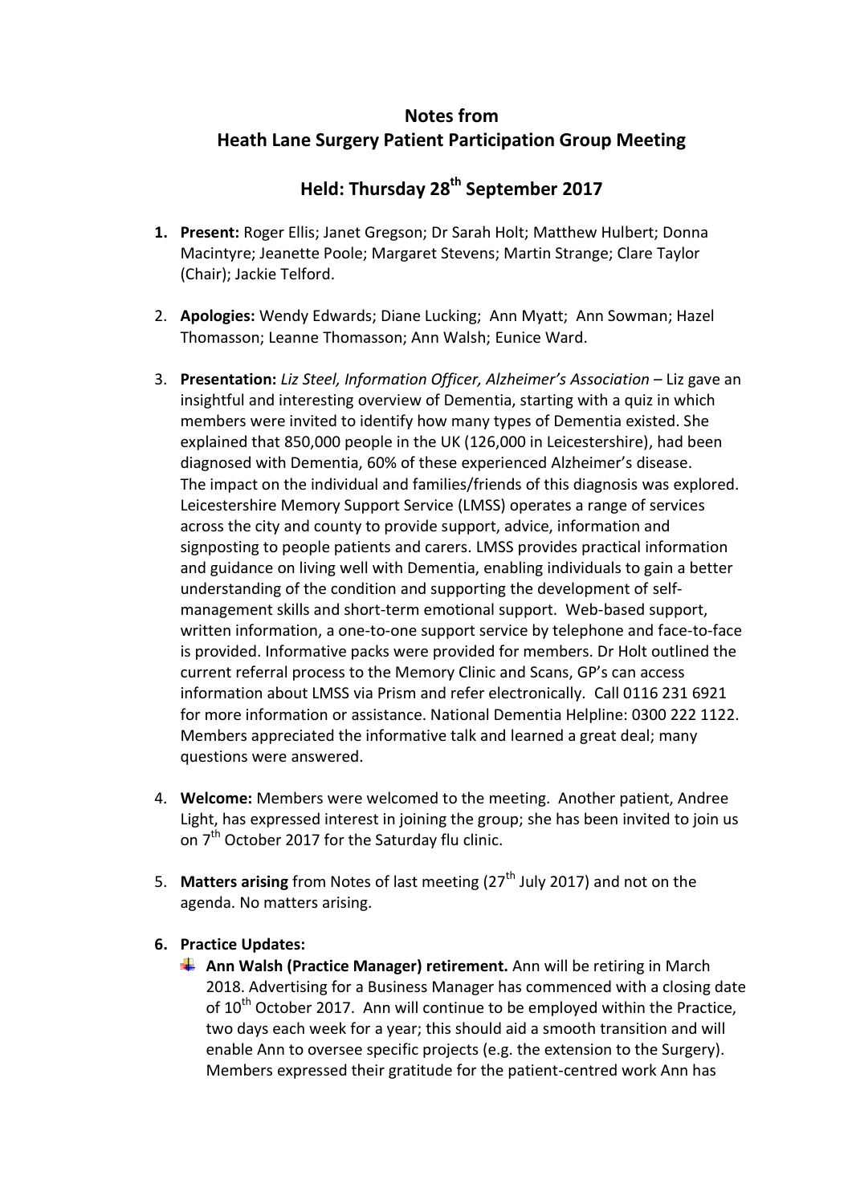# Notes from
# Heath Lane Surgery Patient Participation Group Meeting

## Held: Thursday 28th September 2017

1. **Present:** Roger Ellis; Janet Gregson; Dr Sarah Holt; Matthew Hulbert; Donna Macintyre; Jeanette Poole; Margaret Stevens; Martin Strange; Clare Taylor (Chair); Jackie Telford.

2. **Apologies:** Wendy Edwards; Diane Lucking; Ann Myatt; Ann Sowman; Hazel Thomasson; Leanne Thomasson; Ann Walsh; Eunice Ward.

3. **Presentation:** *Liz Steel, Information Officer, Alzheimer's Association* – Liz gave an insightful and interesting overview of Dementia, starting with a quiz in which members were invited to identify how many types of Dementia existed. She explained that 850,000 people in the UK (126,000 in Leicestershire), had been diagnosed with Dementia, 60% of these experienced Alzheimer's disease. The impact on the individual and families/friends of this diagnosis was explored. Leicestershire Memory Support Service (LMSS) operates a range of services across the city and county to provide support, advice, information and signposting to people patients and carers. LMSS provides practical information and guidance on living well with Dementia, enabling individuals to gain a better understanding of the condition and supporting the development of self-management skills and short-term emotional support. Web-based support, written information, a one-to-one support service by telephone and face-to-face is provided. Informative packs were provided for members. Dr Holt outlined the current referral process to the Memory Clinic and Scans, GP's can access information about LMSS via Prism and refer electronically. Call 0116 231 6921 for more information or assistance. National Dementia Helpline: 0300 222 1122. Members appreciated the informative talk and learned a great deal; many questions were answered.

4. **Welcome:** Members were welcomed to the meeting. Another patient, Andree Light, has expressed interest in joining the group; she has been invited to join us on 7th October 2017 for the Saturday flu clinic.

5. **Matters arising** from Notes of last meeting (27th July 2017) and not on the agenda. No matters arising.

6. **Practice Updates:**
   - **Ann Walsh (Practice Manager) retirement.** Ann will be retiring in March 2018. Advertising for a Business Manager has commenced with a closing date of 10th October 2017. Ann will continue to be employed within the Practice, two days each week for a year; this should aid a smooth transition and will enable Ann to oversee specific projects (e.g. the extension to the Surgery). Members expressed their gratitude for the patient-centred work Ann has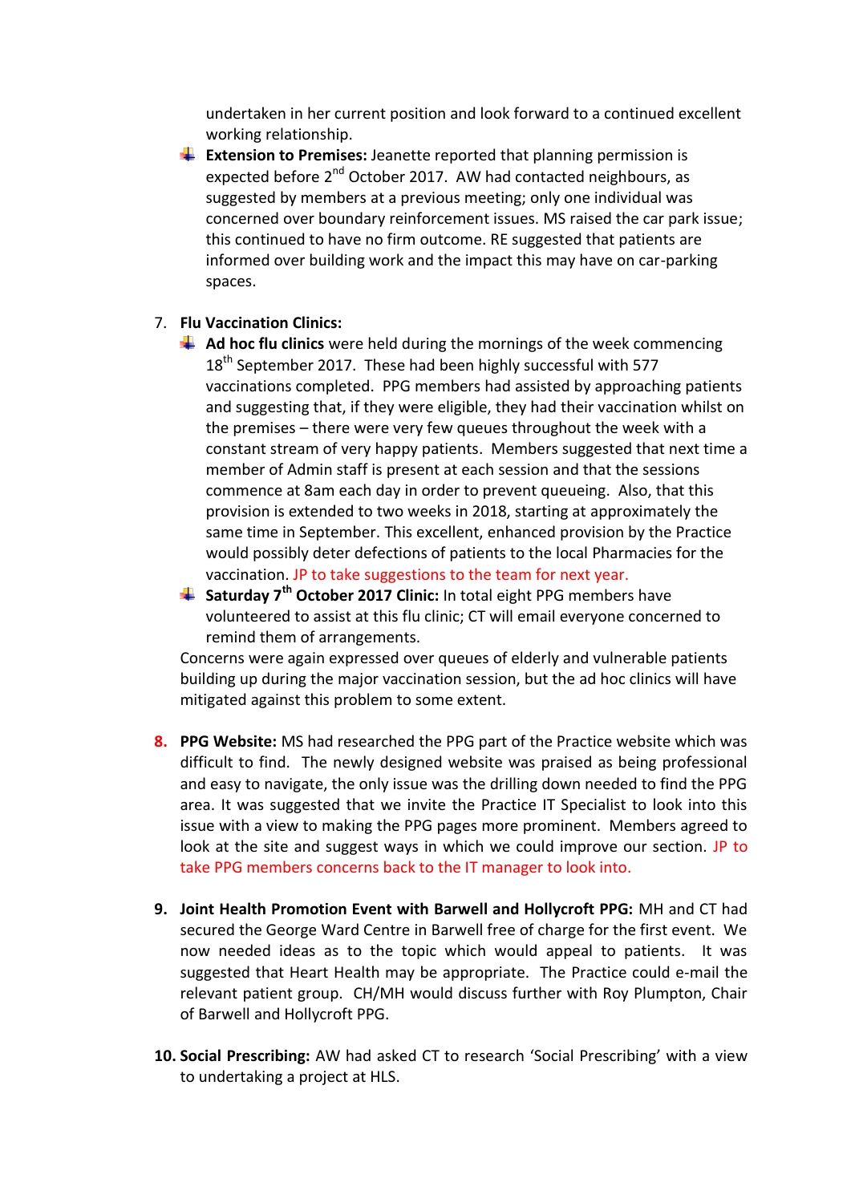undertaken in her current position and look forward to a continued excellent working relationship.

- **Extension to Premises:** Jeanette reported that planning permission is expected before 2nd October 2017. AW had contacted neighbours, as suggested by members at a previous meeting; only one individual was concerned over boundary reinforcement issues. MS raised the car park issue; this continued to have no firm outcome. RE suggested that patients are informed over building work and the impact this may have on car-parking spaces.

7. **Flu Vaccination Clinics:**
   - **Ad hoc flu clinics** were held during the mornings of the week commencing 18th September 2017. These had been highly successful with 577 vaccinations completed. PPG members had assisted by approaching patients and suggesting that, if they were eligible, they had their vaccination whilst on the premises – there were very few queues throughout the week with a constant stream of very happy patients. Members suggested that next time a member of Admin staff is present at each session and that the sessions commence at 8am each day in order to prevent queueing. Also, that this provision is extended to two weeks in 2018, starting at approximately the same time in September. This excellent, enhanced provision by the Practice would possibly deter defections of patients to the local Pharmacies for the vaccination. JP to take suggestions to the team for next year.
   - **Saturday 7th October 2017 Clinic:** In total eight PPG members have volunteered to assist at this flu clinic; CT will email everyone concerned to remind them of arrangements.

   Concerns were again expressed over queues of elderly and vulnerable patients building up during the major vaccination session, but the ad hoc clinics will have mitigated against this problem to some extent.

8. **PPG Website:** MS had researched the PPG part of the Practice website which was difficult to find. The newly designed website was praised as being professional and easy to navigate, the only issue was the drilling down needed to find the PPG area. It was suggested that we invite the Practice IT Specialist to look into this issue with a view to making the PPG pages more prominent. Members agreed to look at the site and suggest ways in which we could improve our section. JP to take PPG members concerns back to the IT manager to look into.

9. **Joint Health Promotion Event with Barwell and Hollycroft PPG:** MH and CT had secured the George Ward Centre in Barwell free of charge for the first event. We now needed ideas as to the topic which would appeal to patients. It was suggested that Heart Health may be appropriate. The Practice could e-mail the relevant patient group. CH/MH would discuss further with Roy Plumpton, Chair of Barwell and Hollycroft PPG.

10. **Social Prescribing:** AW had asked CT to research 'Social Prescribing' with a view to undertaking a project at HLS.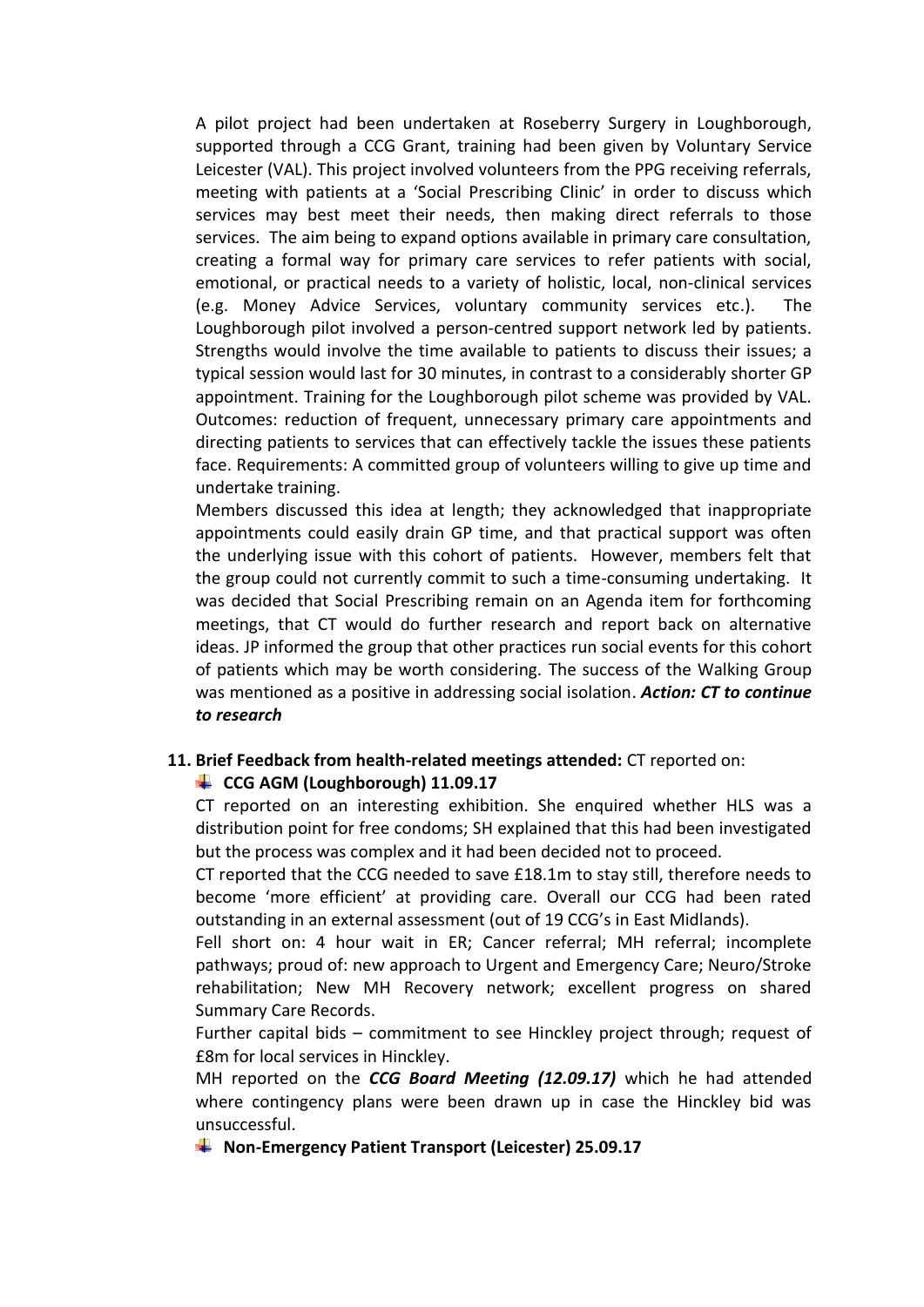A pilot project had been undertaken at Roseberry Surgery in Loughborough, supported through a CCG Grant, training had been given by Voluntary Service Leicester (VAL). This project involved volunteers from the PPG receiving referrals, meeting with patients at a 'Social Prescribing Clinic' in order to discuss which services may best meet their needs, then making direct referrals to those services. The aim being to expand options available in primary care consultation, creating a formal way for primary care services to refer patients with social, emotional, or practical needs to a variety of holistic, local, non-clinical services (e.g. Money Advice Services, voluntary community services etc.). The Loughborough pilot involved a person-centred support network led by patients. Strengths would involve the time available to patients to discuss their issues; a typical session would last for 30 minutes, in contrast to a considerably shorter GP appointment. Training for the Loughborough pilot scheme was provided by VAL. Outcomes: reduction of frequent, unnecessary primary care appointments and directing patients to services that can effectively tackle the issues these patients face. Requirements: A committed group of volunteers willing to give up time and undertake training.

Members discussed this idea at length; they acknowledged that inappropriate appointments could easily drain GP time, and that practical support was often the underlying issue with this cohort of patients. However, members felt that the group could not currently commit to such a time-consuming undertaking. It was decided that Social Prescribing remain on an Agenda item for forthcoming meetings, that CT would do further research and report back on alternative ideas. JP informed the group that other practices run social events for this cohort of patients which may be worth considering. The success of the Walking Group was mentioned as a positive in addressing social isolation. ***Action: CT to continue to research***

**11. Brief Feedback from health-related meetings attended:** CT reported on:

- **CCG AGM (Loughborough) 11.09.17**

CT reported on an interesting exhibition. She enquired whether HLS was a distribution point for free condoms; SH explained that this had been investigated but the process was complex and it had been decided not to proceed.

CT reported that the CCG needed to save £18.1m to stay still, therefore needs to become 'more efficient' at providing care. Overall our CCG had been rated outstanding in an external assessment (out of 19 CCG's in East Midlands).

Fell short on: 4 hour wait in ER; Cancer referral; MH referral; incomplete pathways; proud of: new approach to Urgent and Emergency Care; Neuro/Stroke rehabilitation; New MH Recovery network; excellent progress on shared Summary Care Records.

Further capital bids – commitment to see Hinckley project through; request of £8m for local services in Hinckley.

MH reported on the ***CCG Board Meeting (12.09.17)*** which he had attended where contingency plans were been drawn up in case the Hinckley bid was unsuccessful.

- **Non-Emergency Patient Transport (Leicester) 25.09.17**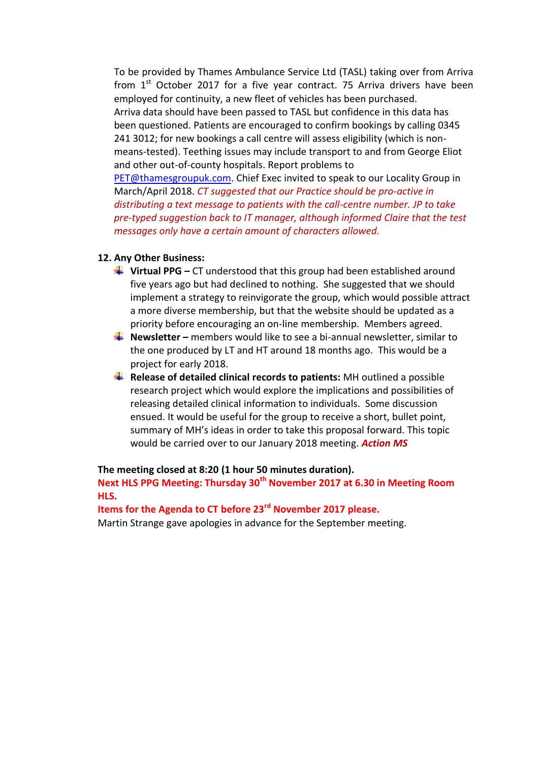To be provided by Thames Ambulance Service Ltd (TASL) taking over from Arriva from 1st October 2017 for a five year contract. 75 Arriva drivers have been employed for continuity, a new fleet of vehicles has been purchased.
Arriva data should have been passed to TASL but confidence in this data has been questioned. Patients are encouraged to confirm bookings by calling 0345 241 3012; for new bookings a call centre will assess eligibility (which is non-means-tested). Teething issues may include transport to and from George Eliot and other out-of-county hospitals. Report problems to PET@thamesgroupuk.com. Chief Exec invited to speak to our Locality Group in March/April 2018. *CT suggested that our Practice should be pro-active in distributing a text message to patients with the call-centre number. JP to take pre-typed suggestion back to IT manager, although informed Claire that the test messages only have a certain amount of characters allowed.*

**12. Any Other Business:**

- **Virtual PPG –** CT understood that this group had been established around five years ago but had declined to nothing. She suggested that we should implement a strategy to reinvigorate the group, which would possible attract a more diverse membership, but that the website should be updated as a priority before encouraging an on-line membership. Members agreed.
- **Newsletter –** members would like to see a bi-annual newsletter, similar to the one produced by LT and HT around 18 months ago. This would be a project for early 2018.
- **Release of detailed clinical records to patients:** MH outlined a possible research project which would explore the implications and possibilities of releasing detailed clinical information to individuals. Some discussion ensued. It would be useful for the group to receive a short, bullet point, summary of MH's ideas in order to take this proposal forward. This topic would be carried over to our January 2018 meeting. ***Action MS***

**The meeting closed at 8:20 (1 hour 50 minutes duration).**
**Next HLS PPG Meeting: Thursday 30th November 2017 at 6.30 in Meeting Room HLS.**
**Items for the Agenda to CT before 23rd November 2017 please.**
Martin Strange gave apologies in advance for the September meeting.